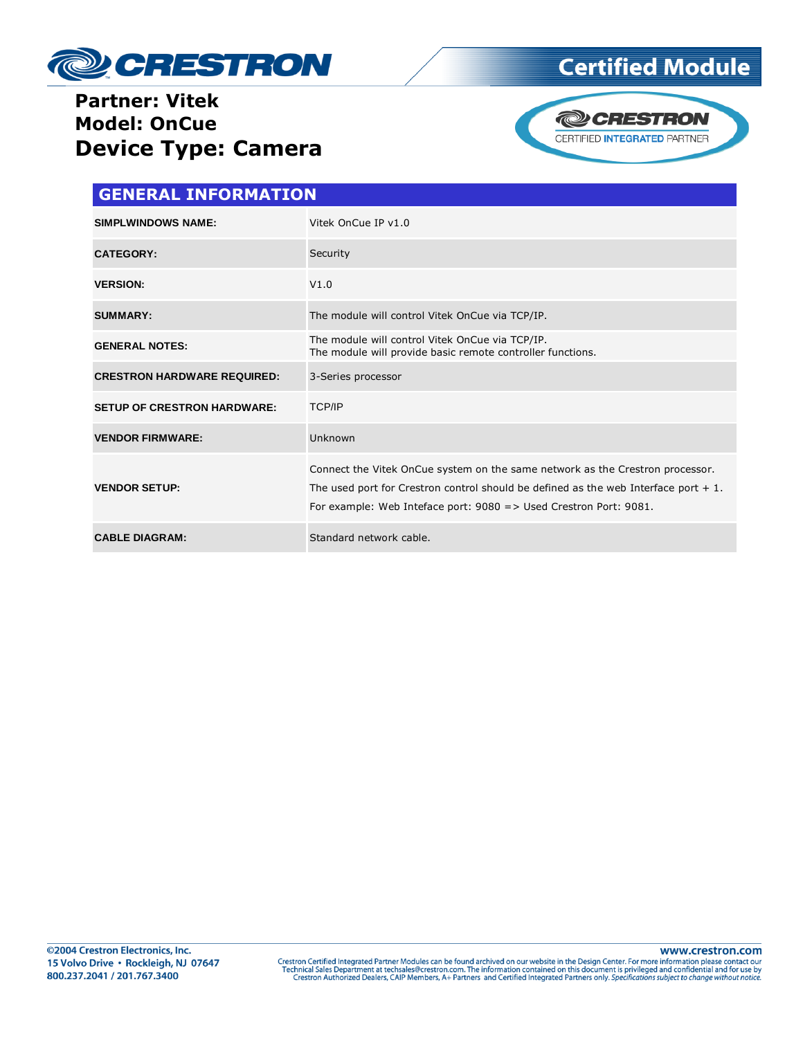**CRESTRON**

**Certified Module**

**Partner: Vitek**
**Model: OnCue**
# Device Type: Camera

CRESTRON CERTIFIED INTEGRATED PARTNER

## GENERAL INFORMATION

| | |
|---|---|
| **SIMPLWINDOWS NAME:** | Vitek OnCue IP v1.0 |
| **CATEGORY:** | Security |
| **VERSION:** | V1.0 |
| **SUMMARY:** | The module will control Vitek OnCue via TCP/IP. |
| **GENERAL NOTES:** | The module will control Vitek OnCue via TCP/IP.<br>The module will provide basic remote controller functions. |
| **CRESTRON HARDWARE REQUIRED:** | 3-Series processor |
| **SETUP OF CRESTRON HARDWARE:** | TCP/IP |
| **VENDOR FIRMWARE:** | Unknown |
| **VENDOR SETUP:** | Connect the Vitek OnCue system on the same network as the Crestron processor.<br>The used port for Crestron control should be defined as the web Interface port + 1.<br>For example: Web Inteface port: 9080 => Used Crestron Port: 9081. |
| **CABLE DIAGRAM:** | Standard network cable. |

©2004 Crestron Electronics, Inc.
15 Volvo Drive • Rockleigh, NJ 07647
800.237.2041 / 201.767.3400

www.crestron.com

Crestron Certified Integrated Partner Modules can be found archived on our website in the Design Center. For more information please contact our Technical Sales Department at techsales@crestron.com. The information contained on this document is privileged and confidential and for use by Crestron Authorized Dealers, CAIP Members, A+ Partners and Certified Integrated Partners only. *Specifications subject to change without notice.*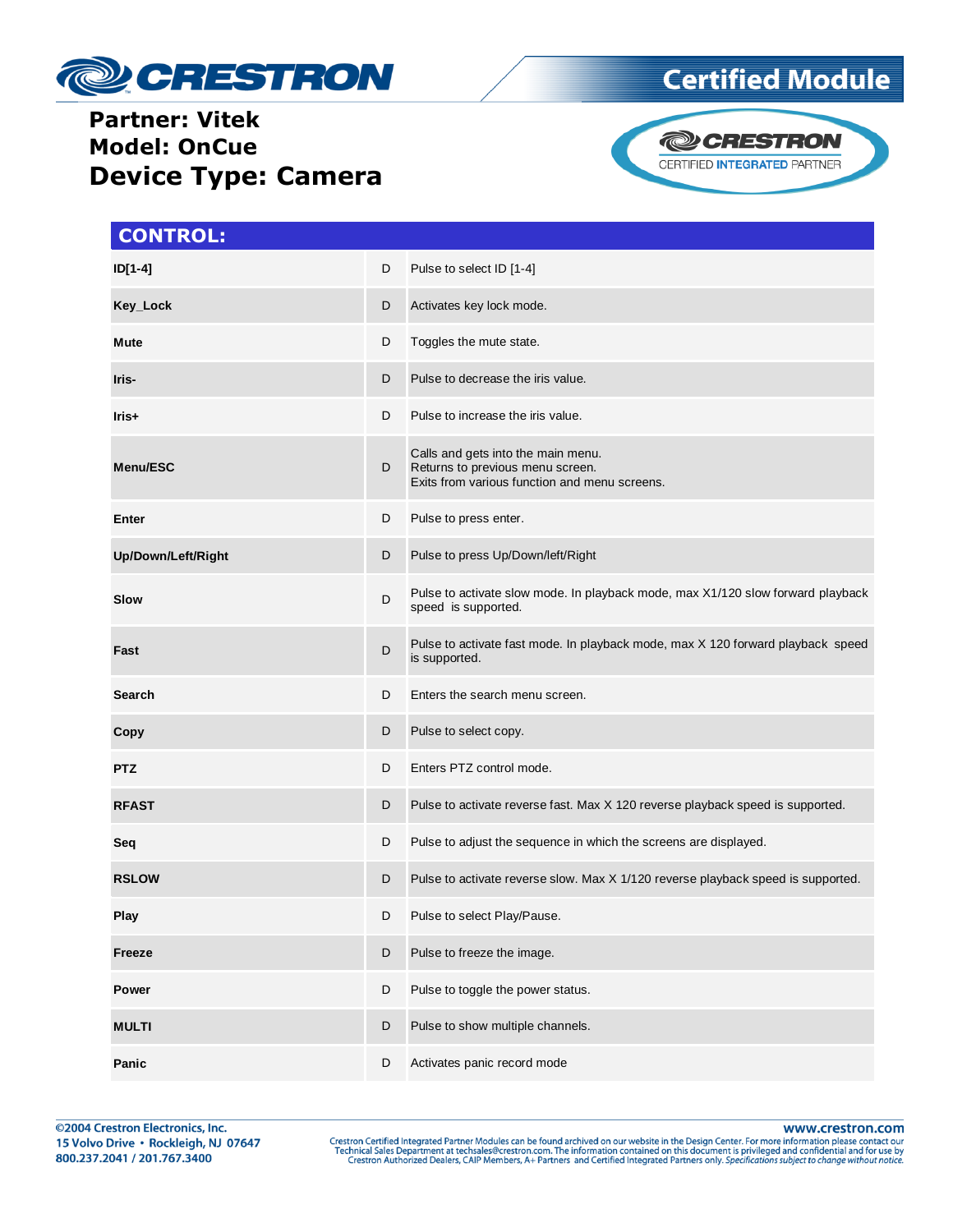**Partner: Vitek**
**Model: OnCue**
**Device Type: Camera**

Certified Module

CRESTRON CERTIFIED INTEGRATED PARTNER

## CONTROL:

| | | |
|---|---|---|
| **ID[1-4]** | D | Pulse to select ID [1-4] |
| **Key_Lock** | D | Activates key lock mode. |
| **Mute** | D | Toggles the mute state. |
| **Iris-** | D | Pulse to decrease the iris value. |
| **Iris+** | D | Pulse to increase the iris value. |
| **Menu/ESC** | D | Calls and gets into the main menu.<br>Returns to previous menu screen.<br>Exits from various function and menu screens. |
| **Enter** | D | Pulse to press enter. |
| **Up/Down/Left/Right** | D | Pulse to press Up/Down/left/Right |
| **Slow** | D | Pulse to activate slow mode. In playback mode, max X1/120 slow forward playback speed is supported. |
| **Fast** | D | Pulse to activate fast mode. In playback mode, max X 120 forward playback speed is supported. |
| **Search** | D | Enters the search menu screen. |
| **Copy** | D | Pulse to select copy. |
| **PTZ** | D | Enters PTZ control mode. |
| **RFAST** | D | Pulse to activate reverse fast. Max X 120 reverse playback speed is supported. |
| **Seq** | D | Pulse to adjust the sequence in which the screens are displayed. |
| **RSLOW** | D | Pulse to activate reverse slow. Max X 1/120 reverse playback speed is supported. |
| **Play** | D | Pulse to select Play/Pause. |
| **Freeze** | D | Pulse to freeze the image. |
| **Power** | D | Pulse to toggle the power status. |
| **MULTI** | D | Pulse to show multiple channels. |
| **Panic** | D | Activates panic record mode |

©2004 Crestron Electronics, Inc.
15 Volvo Drive • Rockleigh, NJ 07647
800.237.2041 / 201.767.3400

www.crestron.com
Crestron Certified Integrated Partner Modules can be found archived on our website in the Design Center. For more information please contact our Technical Sales Department at techsales@crestron.com. The information contained on this document is privileged and confidential and for use by Crestron Authorized Dealers, CAIP Members, A+ Partners and Certified Integrated Partners only. *Specifications subject to change without notice.*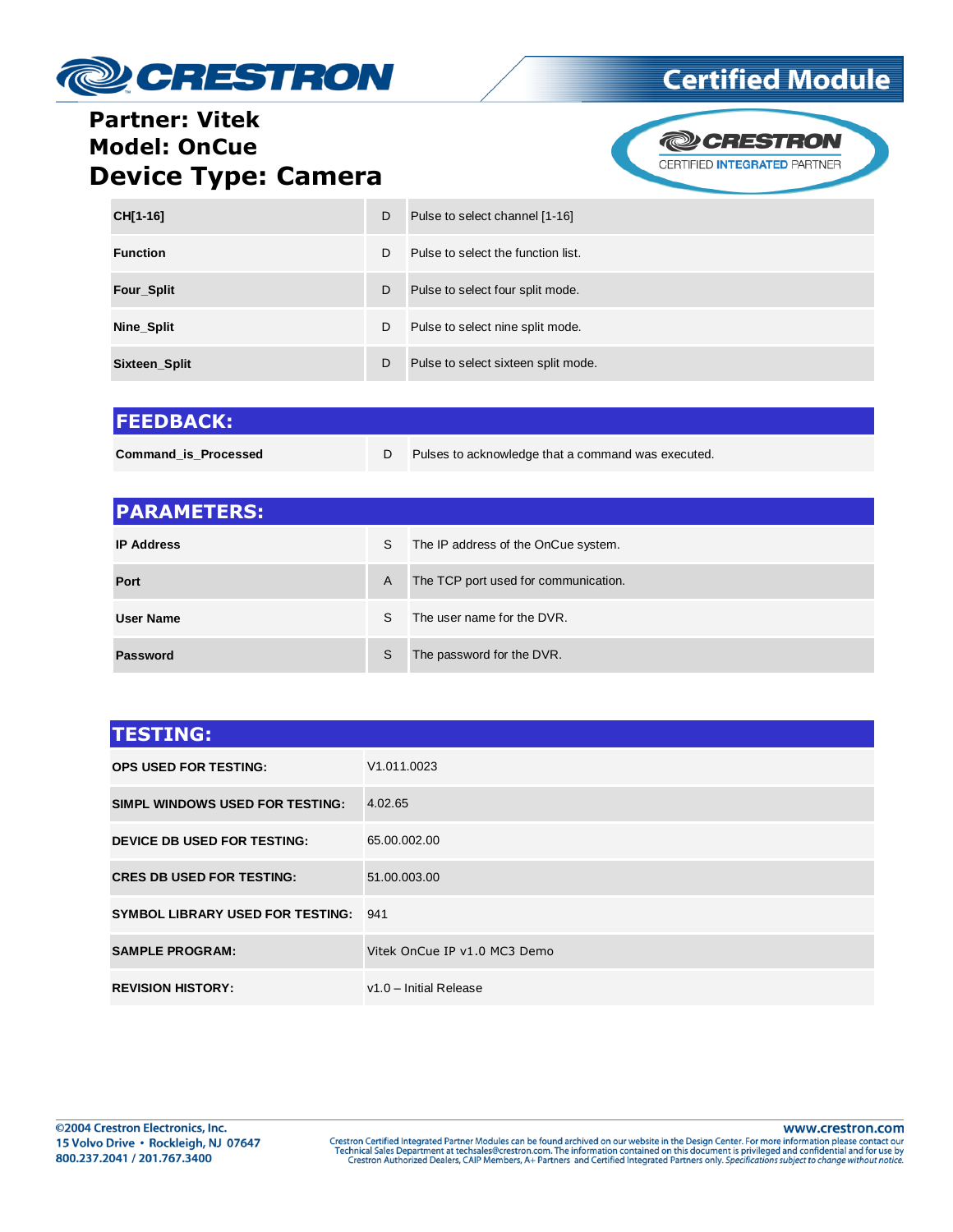# Partner: Vitek
# Model: OnCue
# Device Type: Camera

| | | |
|---|---|---|
| **CH[1-16]** | D | Pulse to select channel [1-16] |
| **Function** | D | Pulse to select the function list. |
| **Four_Split** | D | Pulse to select four split mode. |
| **Nine_Split** | D | Pulse to select nine split mode. |
| **Sixteen_Split** | D | Pulse to select sixteen split mode. |

## FEEDBACK:

| | | |
|---|---|---|
| **Command_is_Processed** | D | Pulses to acknowledge that a command was executed. |

## PARAMETERS:

| | | |
|---|---|---|
| **IP Address** | S | The IP address of the OnCue system. |
| **Port** | A | The TCP port used for communication. |
| **User Name** | S | The user name for the DVR. |
| **Password** | S | The password for the DVR. |

## TESTING:

| | |
|---|---|
| **OPS USED FOR TESTING:** | V1.011.0023 |
| **SIMPL WINDOWS USED FOR TESTING:** | 4.02.65 |
| **DEVICE DB USED FOR TESTING:** | 65.00.002.00 |
| **CRES DB USED FOR TESTING:** | 51.00.003.00 |
| **SYMBOL LIBRARY USED FOR TESTING:** | 941 |
| **SAMPLE PROGRAM:** | Vitek OnCue IP v1.0 MC3 Demo |
| **REVISION HISTORY:** | v1.0 – Initial Release |